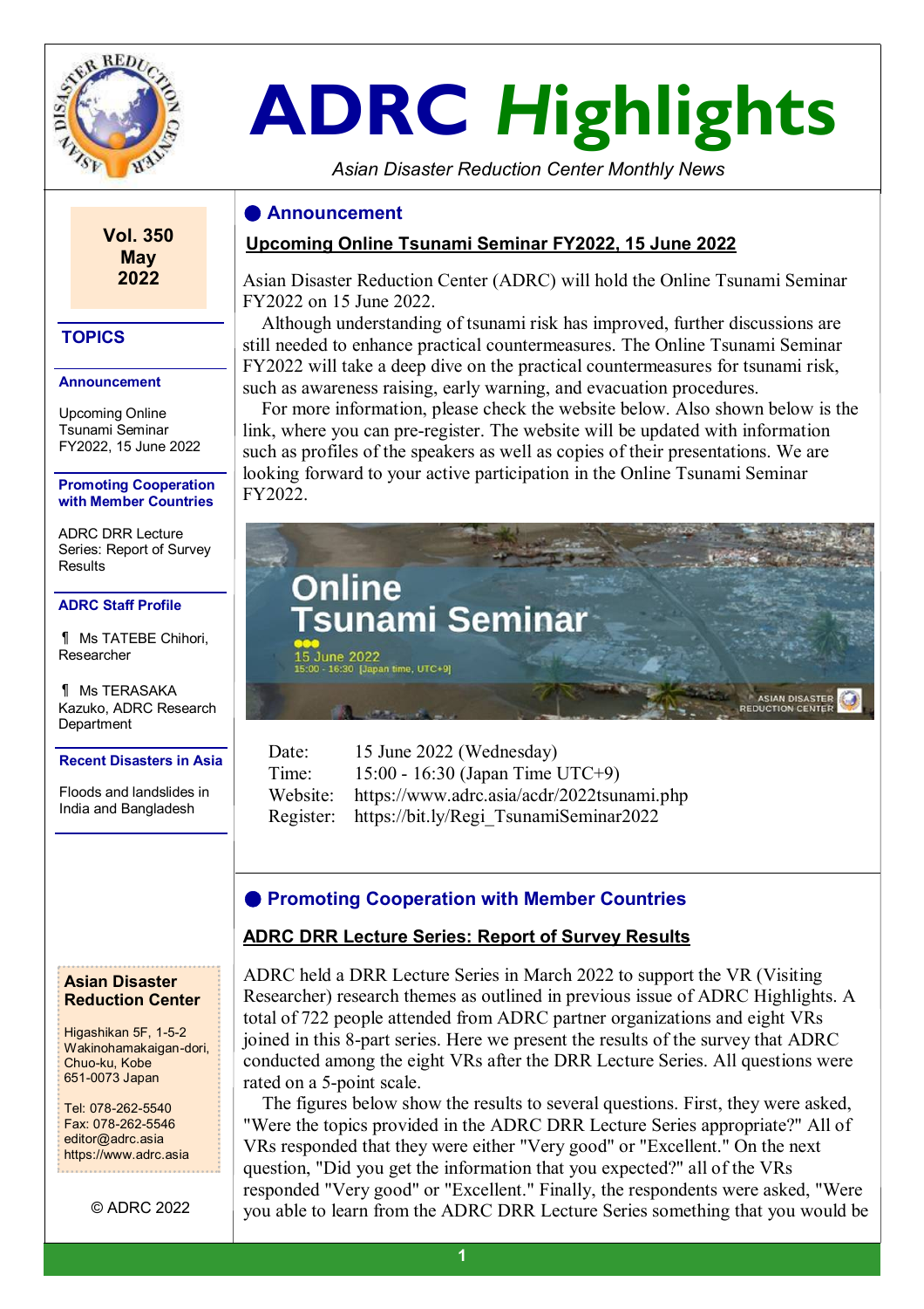# ADRC *Highlights*

*Asian Disaster Reduction Center Monthly News*

**Vol. 350**
**May**
**2022**

### TOPICS

**Announcement**

Upcoming Online Tsunami Seminar FY2022, 15 June 2022

**Promoting Cooperation with Member Countries**

ADRC DRR Lecture Series: Report of Survey Results

**ADRC Staff Profile**

¶ Ms TATEBE Chihori, Researcher

¶ Ms TERASAKA Kazuko, ADRC Research Department

**Recent Disasters in Asia**

Floods and landslides in India and Bangladesh

**Asian Disaster Reduction Center**

Higashikan 5F, 1-5-2
Wakinohamakaigan-dori,
Chuo-ku, Kobe
651-0073 Japan

Tel: 078-262-5540
Fax: 078-262-5546
editor@adrc.asia
https://www.adrc.asia

© ADRC 2022

## ● Announcement

### Upcoming Online Tsunami Seminar FY2022, 15 June 2022

Asian Disaster Reduction Center (ADRC) will hold the Online Tsunami Seminar FY2022 on 15 June 2022.

Although understanding of tsunami risk has improved, further discussions are still needed to enhance practical countermeasures. The Online Tsunami Seminar FY2022 will take a deep dive on the practical countermeasures for tsunami risk, such as awareness raising, early warning, and evacuation procedures.

For more information, please check the website below. Also shown below is the link, where you can pre-register. The website will be updated with information such as profiles of the speakers as well as copies of their presentations. We are looking forward to your active participation in the Online Tsunami Seminar FY2022.

Online Tsunami Seminar
15 June 2022
15:00 - 16:30 [Japan time, UTC+9]
ASIAN DISASTER REDUCTION CENTER

| | |
|---|---|
| Date: | 15 June 2022 (Wednesday) |
| Time: | 15:00 - 16:30 (Japan Time UTC+9) |
| Website: | https://www.adrc.asia/acdr/2022tsunami.php |
| Register: | https://bit.ly/Regi_TsunamiSeminar2022 |

## ● Promoting Cooperation with Member Countries

### ADRC DRR Lecture Series: Report of Survey Results

ADRC held a DRR Lecture Series in March 2022 to support the VR (Visiting Researcher) research themes as outlined in previous issue of ADRC Highlights. A total of 722 people attended from ADRC partner organizations and eight VRs joined in this 8-part series. Here we present the results of the survey that ADRC conducted among the eight VRs after the DRR Lecture Series. All questions were rated on a 5-point scale.

The figures below show the results to several questions. First, they were asked, "Were the topics provided in the ADRC DRR Lecture Series appropriate?" All of VRs responded that they were either "Very good" or "Excellent." On the next question, "Did you get the information that you expected?" all of the VRs responded "Very good" or "Excellent." Finally, the respondents were asked, "Were you able to learn from the ADRC DRR Lecture Series something that you would be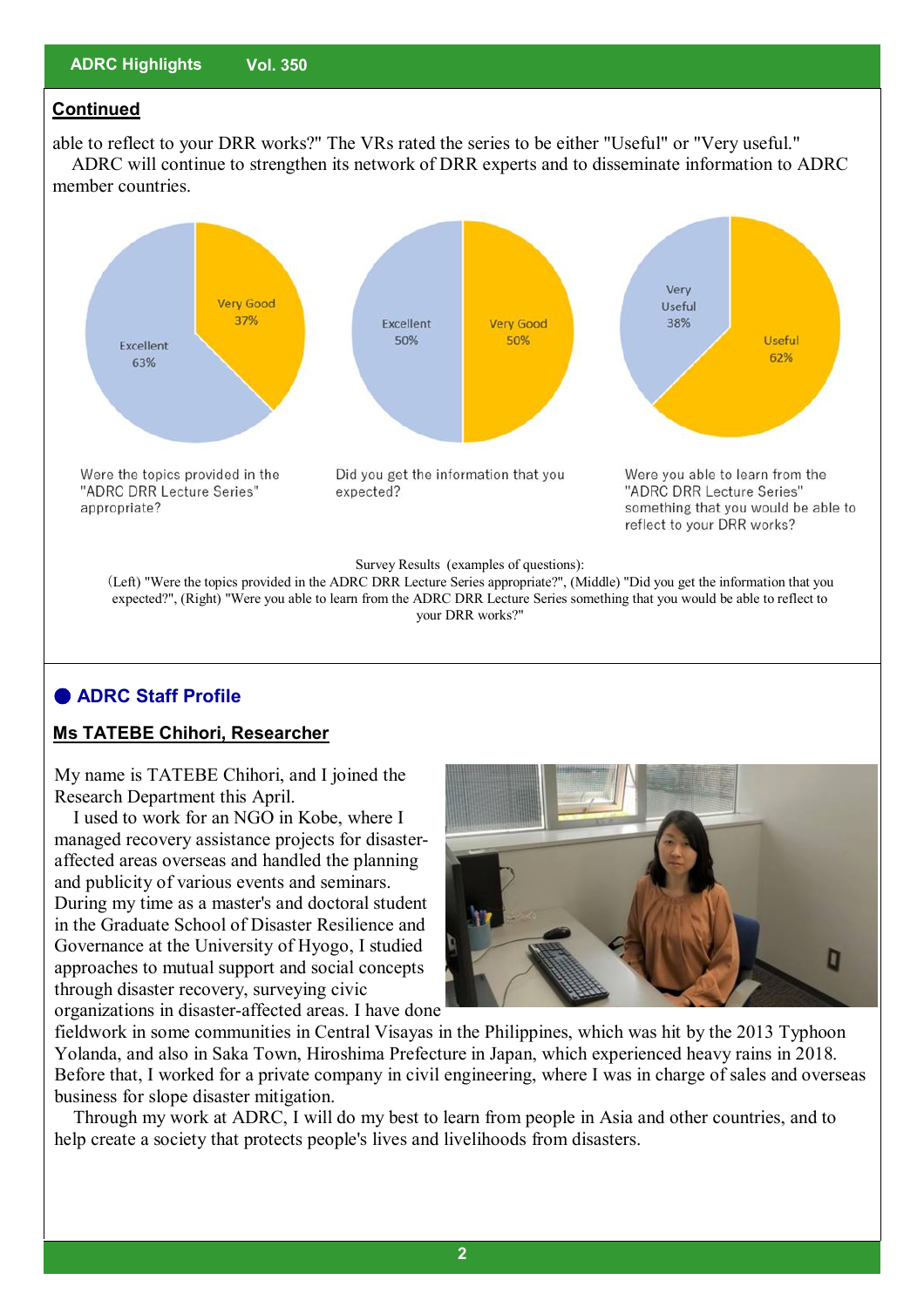**Continued**

able to reflect to your DRR works?" The VRs rated the series to be either "Useful" or "Very useful."

ADRC will continue to strengthen its network of DRR experts and to disseminate information to ADRC member countries.

Excellent 63%, Very Good 37%

Were the topics provided in the "ADRC DRR Lecture Series" appropriate?

Excellent 50%, Very Good 50%

Did you get the information that you expected?

Very Useful 38%, Useful 62%

Were you able to learn from the "ADRC DRR Lecture Series" something that you would be able to reflect to your DRR works?

Survey Results (examples of questions):
(Left) "Were the topics provided in the ADRC DRR Lecture Series appropriate?", (Middle) "Did you get the information that you expected?", (Right) "Were you able to learn from the ADRC DRR Lecture Series something that you would be able to reflect to your DRR works?"

## ● ADRC Staff Profile

### Ms TATEBE Chihori, Researcher

My name is TATEBE Chihori, and I joined the Research Department this April.

I used to work for an NGO in Kobe, where I managed recovery assistance projects for disaster-affected areas overseas and handled the planning and publicity of various events and seminars. During my time as a master's and doctoral student in the Graduate School of Disaster Resilience and Governance at the University of Hyogo, I studied approaches to mutual support and social concepts through disaster recovery, surveying civic organizations in disaster-affected areas. I have done fieldwork in some communities in Central Visayas in the Philippines, which was hit by the 2013 Typhoon Yolanda, and also in Saka Town, Hiroshima Prefecture in Japan, which experienced heavy rains in 2018. Before that, I worked for a private company in civil engineering, where I was in charge of sales and overseas business for slope disaster mitigation.

Through my work at ADRC, I will do my best to learn from people in Asia and other countries, and to help create a society that protects people's lives and livelihoods from disasters.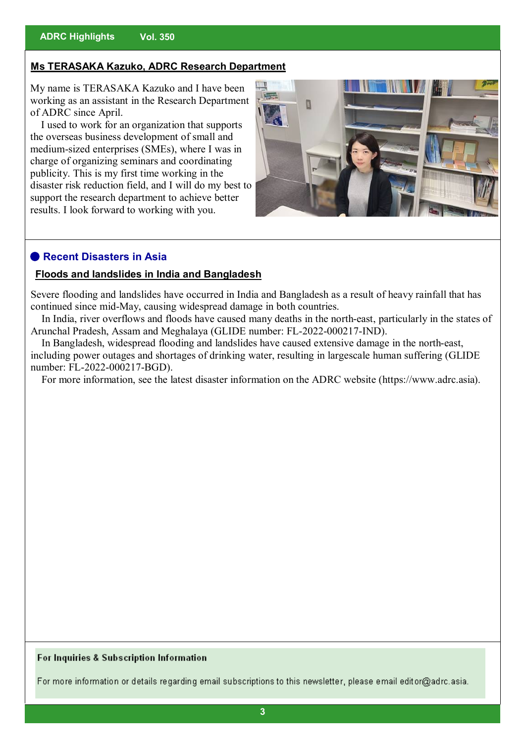## Ms TERASAKA Kazuko, ADRC Research Department

My name is TERASAKA Kazuko and I have been working as an assistant in the Research Department of ADRC since April.

I used to work for an organization that supports the overseas business development of small and medium-sized enterprises (SMEs), where I was in charge of organizing seminars and coordinating publicity. This is my first time working in the disaster risk reduction field, and I will do my best to support the research department to achieve better results. I look forward to working with you.

## ● Recent Disasters in Asia

### Floods and landslides in India and Bangladesh

Severe flooding and landslides have occurred in India and Bangladesh as a result of heavy rainfall that has continued since mid-May, causing widespread damage in both countries.

In India, river overflows and floods have caused many deaths in the north-east, particularly in the states of Arunchal Pradesh, Assam and Meghalaya (GLIDE number: FL-2022-000217-IND).

In Bangladesh, widespread flooding and landslides have caused extensive damage in the north-east, including power outages and shortages of drinking water, resulting in largescale human suffering (GLIDE number: FL-2022-000217-BGD).

For more information, see the latest disaster information on the ADRC website (https://www.adrc.asia).

**For Inquiries & Subscription Information**

For more information or details regarding email subscriptions to this newsletter, please email editor@adrc.asia.